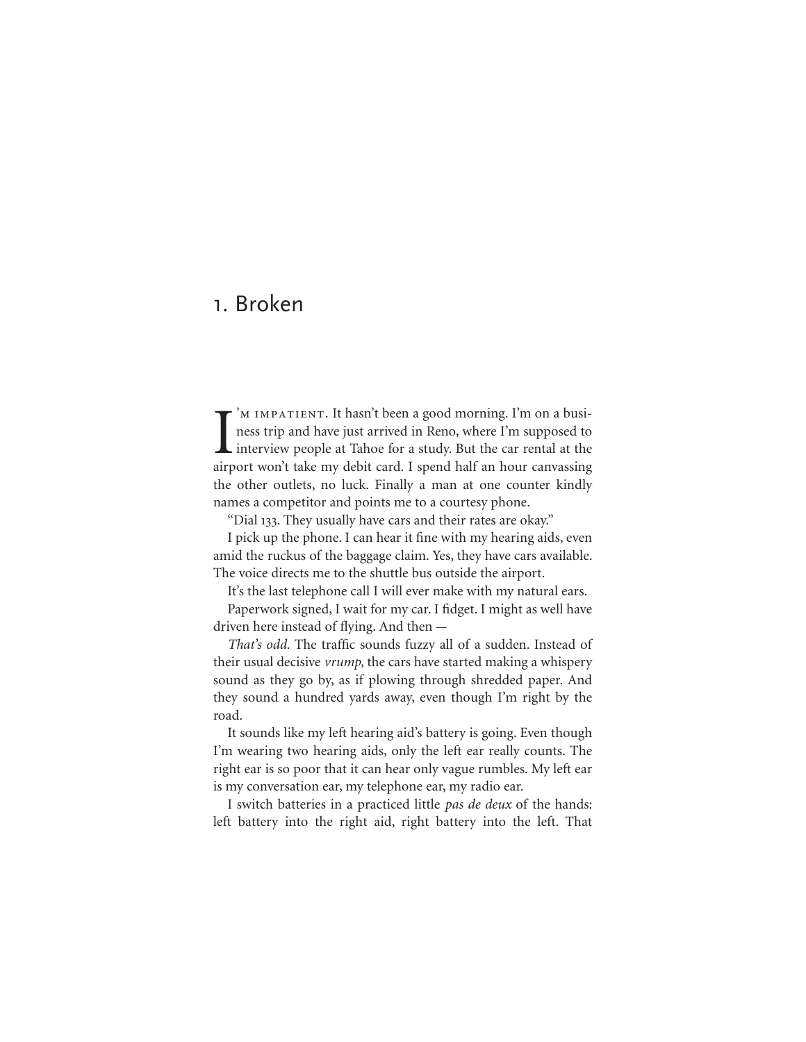# 1. Broken

I'M IMPATIENT. It hasn't been a good morning. I'm on a business trip and have just arrived in Reno, where I'm supposed to interview people at Tahoe for a study. But the car rental at the airport won't take my debit card. I spend half an hour canvassing the other outlets, no luck. Finally a man at one counter kindly names a competitor and points me to a courtesy phone.

"Dial 133. They usually have cars and their rates are okay."

I pick up the phone. I can hear it fine with my hearing aids, even amid the ruckus of the baggage claim. Yes, they have cars available. The voice directs me to the shuttle bus outside the airport.

It's the last telephone call I will ever make with my natural ears.

Paperwork signed, I wait for my car. I fidget. I might as well have driven here instead of flying. And then —

*That's odd.* The traffic sounds fuzzy all of a sudden. Instead of their usual decisive *vrump,* the cars have started making a whispery sound as they go by, as if plowing through shredded paper. And they sound a hundred yards away, even though I'm right by the road.

It sounds like my left hearing aid's battery is going. Even though I'm wearing two hearing aids, only the left ear really counts. The right ear is so poor that it can hear only vague rumbles. My left ear is my conversation ear, my telephone ear, my radio ear.

I switch batteries in a practiced little *pas de deux* of the hands: left battery into the right aid, right battery into the left. That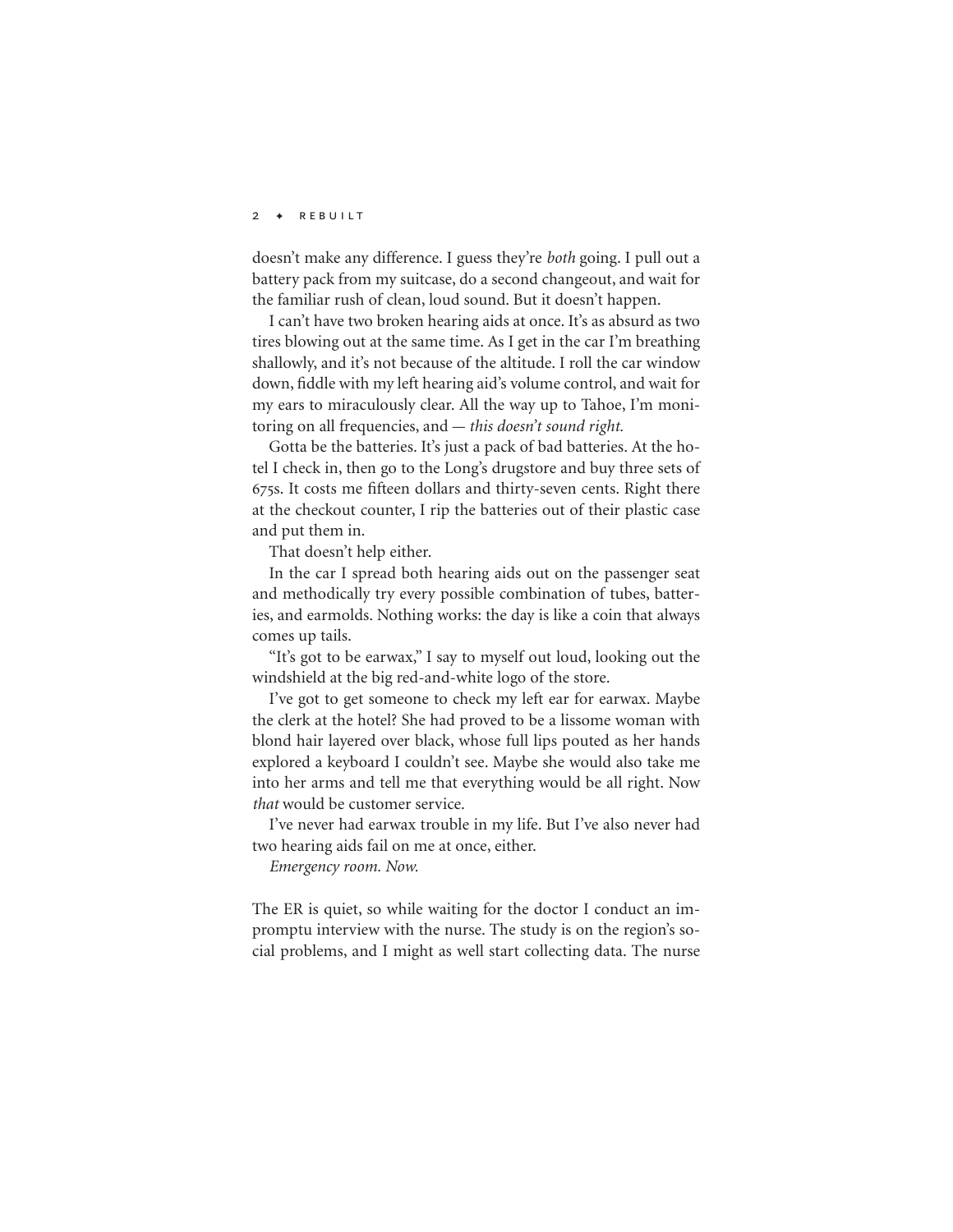doesn't make any difference. I guess they're *both* going. I pull out a battery pack from my suitcase, do a second changeout, and wait for the familiar rush of clean, loud sound. But it doesn't happen.

I can't have two broken hearing aids at once. It's as absurd as two tires blowing out at the same time. As I get in the car I'm breathing shallowly, and it's not because of the altitude. I roll the car window down, fiddle with my left hearing aid's volume control, and wait for my ears to miraculously clear. All the way up to Tahoe, I'm monitoring on all frequencies, and — *this doesn't sound right.*

Gotta be the batteries. It's just a pack of bad batteries. At the hotel I check in, then go to the Long's drugstore and buy three sets of 675s. It costs me fifteen dollars and thirty-seven cents. Right there at the checkout counter, I rip the batteries out of their plastic case and put them in.

That doesn't help either.

In the car I spread both hearing aids out on the passenger seat and methodically try every possible combination of tubes, batteries, and earmolds. Nothing works: the day is like a coin that always comes up tails.

"It's got to be earwax," I say to myself out loud, looking out the windshield at the big red-and-white logo of the store.

I've got to get someone to check my left ear for earwax. Maybe the clerk at the hotel? She had proved to be a lissome woman with blond hair layered over black, whose full lips pouted as her hands explored a keyboard I couldn't see. Maybe she would also take me into her arms and tell me that everything would be all right. Now *that* would be customer service.

I've never had earwax trouble in my life. But I've also never had two hearing aids fail on me at once, either.

*Emergency room. Now.*

The ER is quiet, so while waiting for the doctor I conduct an impromptu interview with the nurse. The study is on the region's social problems, and I might as well start collecting data. The nurse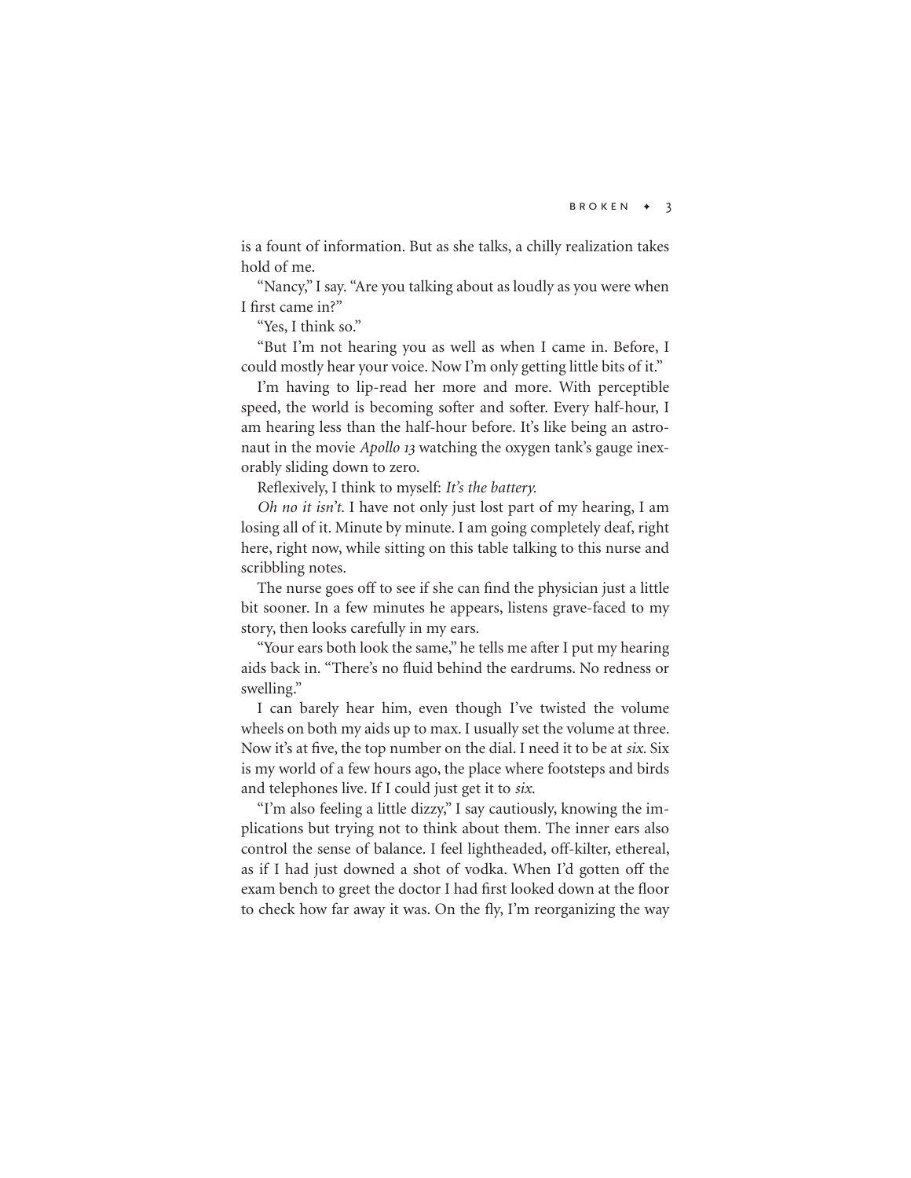is a fount of information. But as she talks, a chilly realization takes hold of me.

"Nancy," I say. "Are you talking about as loudly as you were when I first came in?"

"Yes, I think so."

"But I'm not hearing you as well as when I came in. Before, I could mostly hear your voice. Now I'm only getting little bits of it."

I'm having to lip-read her more and more. With perceptible speed, the world is becoming softer and softer. Every half-hour, I am hearing less than the half-hour before. It's like being an astronaut in the movie *Apollo 13* watching the oxygen tank's gauge inexorably sliding down to zero.

Reflexively, I think to myself: *It's the battery.*

*Oh no it isn't.* I have not only just lost part of my hearing, I am losing all of it. Minute by minute. I am going completely deaf, right here, right now, while sitting on this table talking to this nurse and scribbling notes.

The nurse goes off to see if she can find the physician just a little bit sooner. In a few minutes he appears, listens grave-faced to my story, then looks carefully in my ears.

"Your ears both look the same," he tells me after I put my hearing aids back in. "There's no fluid behind the eardrums. No redness or swelling."

I can barely hear him, even though I've twisted the volume wheels on both my aids up to max. I usually set the volume at three. Now it's at five, the top number on the dial. I need it to be at *six.* Six is my world of a few hours ago, the place where footsteps and birds and telephones live. If I could just get it to *six.*

"I'm also feeling a little dizzy," I say cautiously, knowing the implications but trying not to think about them. The inner ears also control the sense of balance. I feel lightheaded, off-kilter, ethereal, as if I had just downed a shot of vodka. When I'd gotten off the exam bench to greet the doctor I had first looked down at the floor to check how far away it was. On the fly, I'm reorganizing the way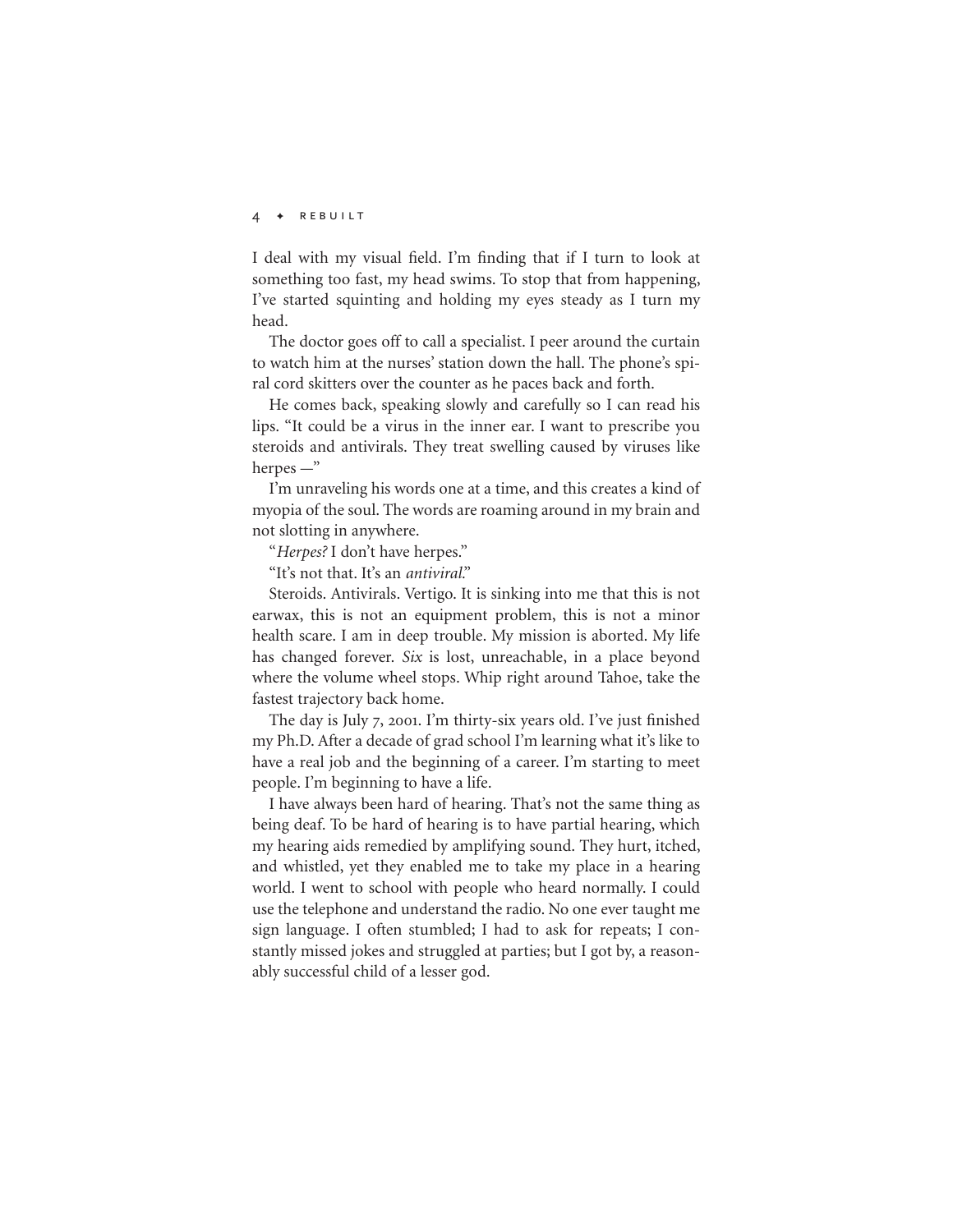I deal with my visual field. I'm finding that if I turn to look at something too fast, my head swims. To stop that from happening, I've started squinting and holding my eyes steady as I turn my head.

The doctor goes off to call a specialist. I peer around the curtain to watch him at the nurses' station down the hall. The phone's spiral cord skitters over the counter as he paces back and forth.

He comes back, speaking slowly and carefully so I can read his lips. "It could be a virus in the inner ear. I want to prescribe you steroids and antivirals. They treat swelling caused by viruses like herpes —"

I'm unraveling his words one at a time, and this creates a kind of myopia of the soul. The words are roaming around in my brain and not slotting in anywhere.

"*Herpes?* I don't have herpes."

"It's not that. It's an *antiviral*."

Steroids. Antivirals. Vertigo. It is sinking into me that this is not earwax, this is not an equipment problem, this is not a minor health scare. I am in deep trouble. My mission is aborted. My life has changed forever. *Six* is lost, unreachable, in a place beyond where the volume wheel stops. Whip right around Tahoe, take the fastest trajectory back home.

The day is July 7, 2001. I'm thirty-six years old. I've just finished my Ph.D. After a decade of grad school I'm learning what it's like to have a real job and the beginning of a career. I'm starting to meet people. I'm beginning to have a life.

I have always been hard of hearing. That's not the same thing as being deaf. To be hard of hearing is to have partial hearing, which my hearing aids remedied by amplifying sound. They hurt, itched, and whistled, yet they enabled me to take my place in a hearing world. I went to school with people who heard normally. I could use the telephone and understand the radio. No one ever taught me sign language. I often stumbled; I had to ask for repeats; I constantly missed jokes and struggled at parties; but I got by, a reasonably successful child of a lesser god.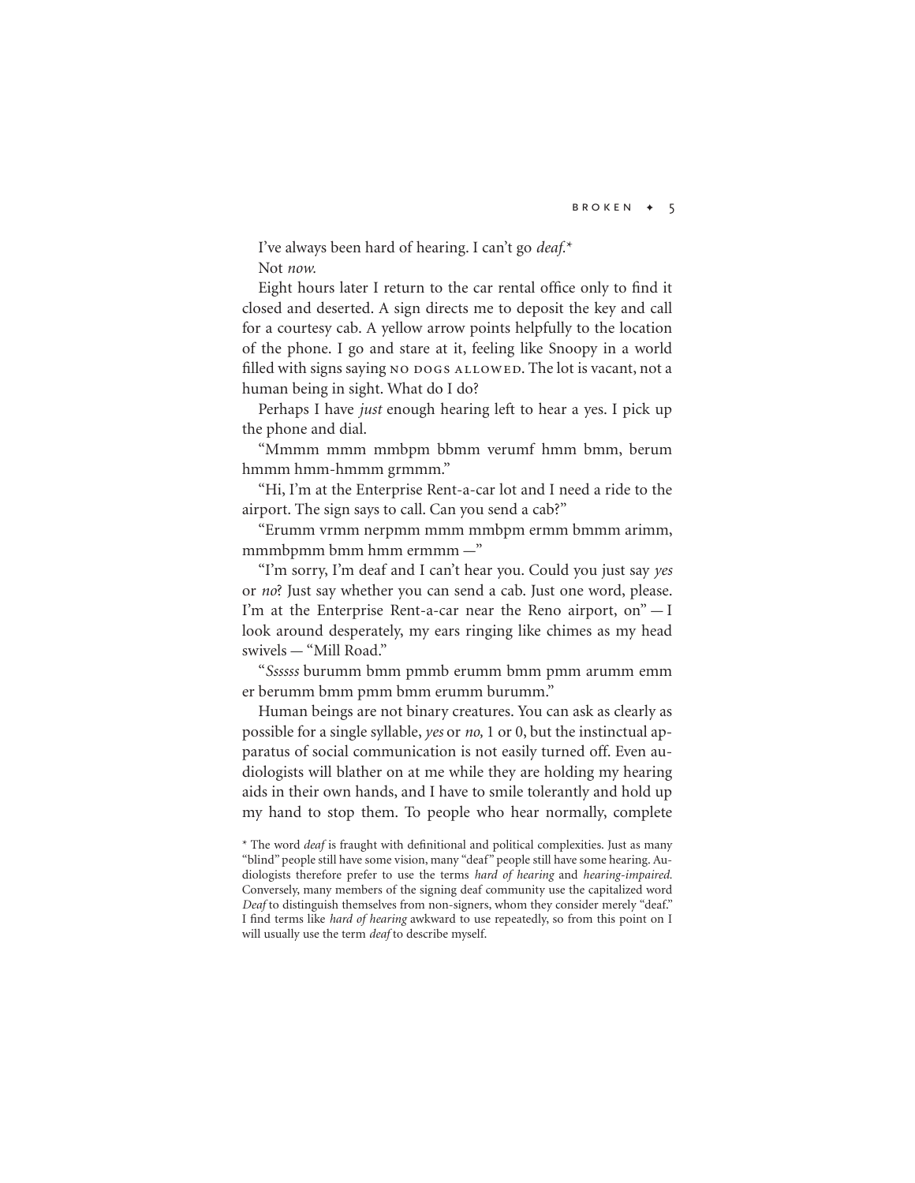I've always been hard of hearing. I can't go *deaf*.*

Not *now.*

Eight hours later I return to the car rental office only to find it closed and deserted. A sign directs me to deposit the key and call for a courtesy cab. A yellow arrow points helpfully to the location of the phone. I go and stare at it, feeling like Snoopy in a world filled with signs saying NO DOGS ALLOWED. The lot is vacant, not a human being in sight. What do I do?

Perhaps I have *just* enough hearing left to hear a yes. I pick up the phone and dial.

"Mmmm mmm mmbpm bbmm verumf hmm bmm, berum hmmm hmm-hmmm grmmm."

"Hi, I'm at the Enterprise Rent-a-car lot and I need a ride to the airport. The sign says to call. Can you send a cab?"

"Erumm vrmm nerpmm mmm mmbpm ermm bmmm arimm, mmmbpmm bmm hmm ermmm —"

"I'm sorry, I'm deaf and I can't hear you. Could you just say *yes* or *no*? Just say whether you can send a cab. Just one word, please. I'm at the Enterprise Rent-a-car near the Reno airport, on" — I look around desperately, my ears ringing like chimes as my head swivels — "Mill Road."

"*Ssssss* burumm bmm pmmb erumm bmm pmm arumm emm er berumm bmm pmm bmm erumm burumm."

Human beings are not binary creatures. You can ask as clearly as possible for a single syllable, *yes* or *no,* 1 or 0, but the instinctual apparatus of social communication is not easily turned off. Even audiologists will blather on at me while they are holding my hearing aids in their own hands, and I have to smile tolerantly and hold up my hand to stop them. To people who hear normally, complete

\* The word *deaf* is fraught with definitional and political complexities. Just as many "blind" people still have some vision, many "deaf" people still have some hearing. Audiologists therefore prefer to use the terms *hard of hearing* and *hearing-impaired.* Conversely, many members of the signing deaf community use the capitalized word *Deaf* to distinguish themselves from non-signers, whom they consider merely "deaf." I find terms like *hard of hearing* awkward to use repeatedly, so from this point on I will usually use the term *deaf* to describe myself.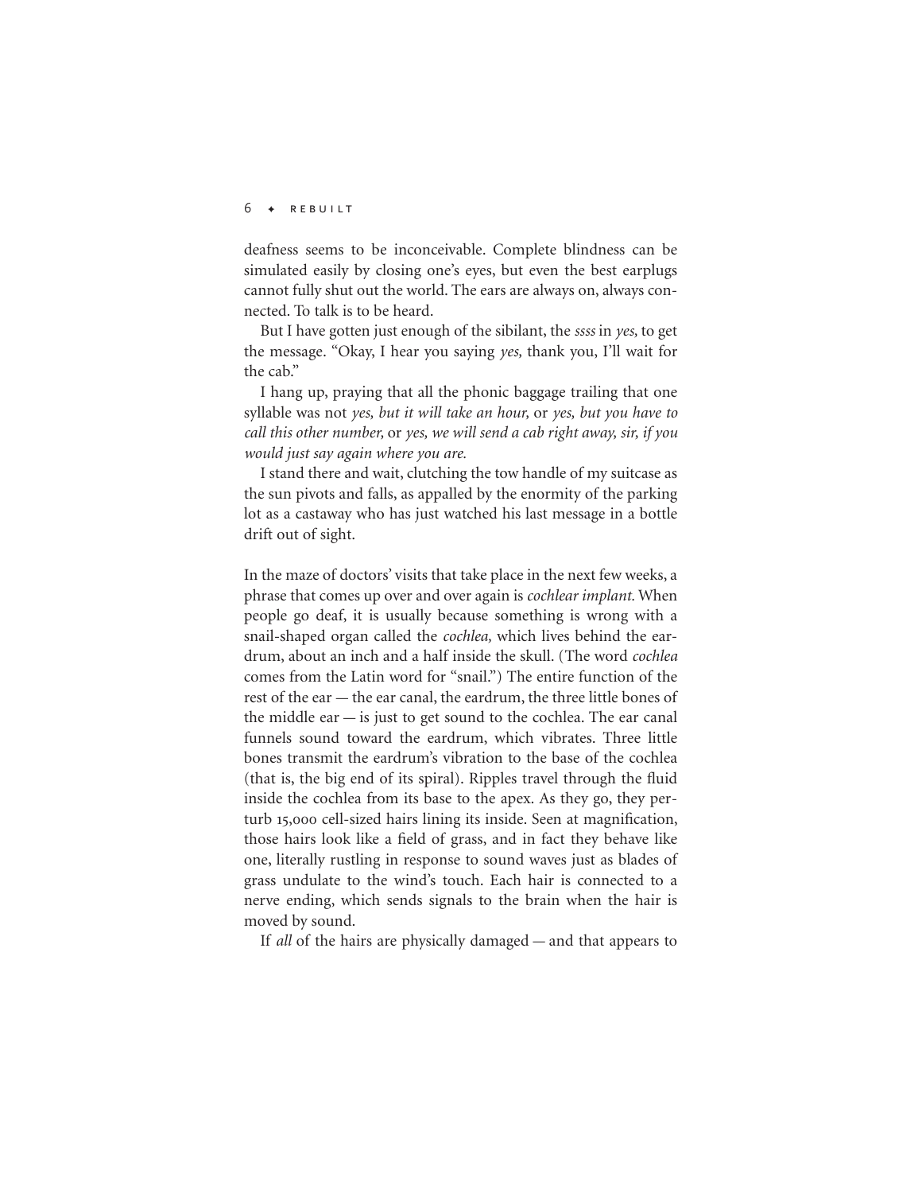deafness seems to be inconceivable. Complete blindness can be simulated easily by closing one's eyes, but even the best earplugs cannot fully shut out the world. The ears are always on, always connected. To talk is to be heard.

But I have gotten just enough of the sibilant, the *ssss* in *yes,* to get the message. "Okay, I hear you saying *yes,* thank you, I'll wait for the cab."

I hang up, praying that all the phonic baggage trailing that one syllable was not *yes, but it will take an hour,* or *yes, but you have to call this other number,* or *yes, we will send a cab right away, sir, if you would just say again where you are.*

I stand there and wait, clutching the tow handle of my suitcase as the sun pivots and falls, as appalled by the enormity of the parking lot as a castaway who has just watched his last message in a bottle drift out of sight.

In the maze of doctors' visits that take place in the next few weeks, a phrase that comes up over and over again is *cochlear implant.* When people go deaf, it is usually because something is wrong with a snail-shaped organ called the *cochlea,* which lives behind the eardrum, about an inch and a half inside the skull. (The word *cochlea* comes from the Latin word for "snail.") The entire function of the rest of the ear — the ear canal, the eardrum, the three little bones of the middle ear — is just to get sound to the cochlea. The ear canal funnels sound toward the eardrum, which vibrates. Three little bones transmit the eardrum's vibration to the base of the cochlea (that is, the big end of its spiral). Ripples travel through the fluid inside the cochlea from its base to the apex. As they go, they perturb 15,000 cell-sized hairs lining its inside. Seen at magnification, those hairs look like a field of grass, and in fact they behave like one, literally rustling in response to sound waves just as blades of grass undulate to the wind's touch. Each hair is connected to a nerve ending, which sends signals to the brain when the hair is moved by sound.

If *all* of the hairs are physically damaged — and that appears to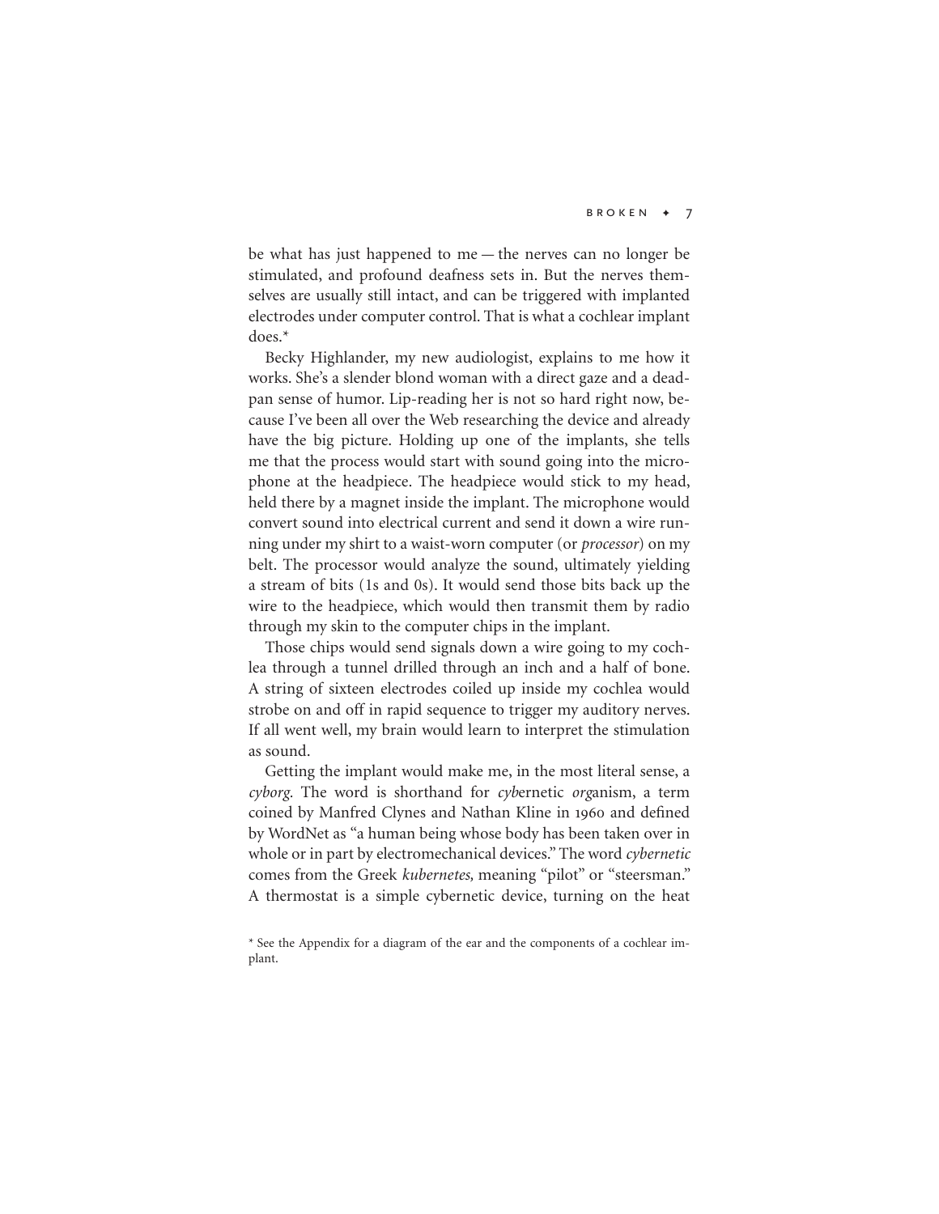be what has just happened to me — the nerves can no longer be stimulated, and profound deafness sets in. But the nerves themselves are usually still intact, and can be triggered with implanted electrodes under computer control. That is what a cochlear implant does.*

Becky Highlander, my new audiologist, explains to me how it works. She's a slender blond woman with a direct gaze and a deadpan sense of humor. Lip-reading her is not so hard right now, because I've been all over the Web researching the device and already have the big picture. Holding up one of the implants, she tells me that the process would start with sound going into the microphone at the headpiece. The headpiece would stick to my head, held there by a magnet inside the implant. The microphone would convert sound into electrical current and send it down a wire running under my shirt to a waist-worn computer (or *processor*) on my belt. The processor would analyze the sound, ultimately yielding a stream of bits (1s and 0s). It would send those bits back up the wire to the headpiece, which would then transmit them by radio through my skin to the computer chips in the implant.

Those chips would send signals down a wire going to my cochlea through a tunnel drilled through an inch and a half of bone. A string of sixteen electrodes coiled up inside my cochlea would strobe on and off in rapid sequence to trigger my auditory nerves. If all went well, my brain would learn to interpret the stimulation as sound.

Getting the implant would make me, in the most literal sense, a *cyborg.* The word is shorthand for *cyb*ernetic *org*anism, a term coined by Manfred Clynes and Nathan Kline in 1960 and defined by WordNet as "a human being whose body has been taken over in whole or in part by electromechanical devices." The word *cybernetic* comes from the Greek *kubernetes,* meaning "pilot" or "steersman." A thermostat is a simple cybernetic device, turning on the heat

* See the Appendix for a diagram of the ear and the components of a cochlear implant.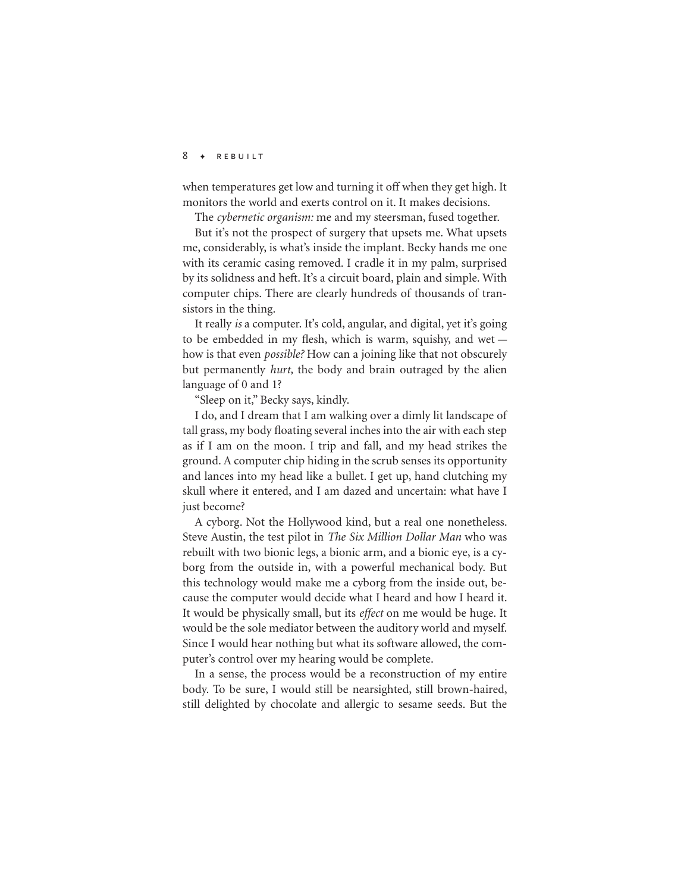when temperatures get low and turning it off when they get high. It monitors the world and exerts control on it. It makes decisions.

The *cybernetic organism:* me and my steersman, fused together.

But it's not the prospect of surgery that upsets me. What upsets me, considerably, is what's inside the implant. Becky hands me one with its ceramic casing removed. I cradle it in my palm, surprised by its solidness and heft. It's a circuit board, plain and simple. With computer chips. There are clearly hundreds of thousands of transistors in the thing.

It really *is* a computer. It's cold, angular, and digital, yet it's going to be embedded in my flesh, which is warm, squishy, and wet — how is that even *possible?* How can a joining like that not obscurely but permanently *hurt,* the body and brain outraged by the alien language of 0 and 1?

"Sleep on it," Becky says, kindly.

I do, and I dream that I am walking over a dimly lit landscape of tall grass, my body floating several inches into the air with each step as if I am on the moon. I trip and fall, and my head strikes the ground. A computer chip hiding in the scrub senses its opportunity and lances into my head like a bullet. I get up, hand clutching my skull where it entered, and I am dazed and uncertain: what have I just become?

A cyborg. Not the Hollywood kind, but a real one nonetheless. Steve Austin, the test pilot in *The Six Million Dollar Man* who was rebuilt with two bionic legs, a bionic arm, and a bionic eye, is a cyborg from the outside in, with a powerful mechanical body. But this technology would make me a cyborg from the inside out, because the computer would decide what I heard and how I heard it. It would be physically small, but its *effect* on me would be huge. It would be the sole mediator between the auditory world and myself. Since I would hear nothing but what its software allowed, the computer's control over my hearing would be complete.

In a sense, the process would be a reconstruction of my entire body. To be sure, I would still be nearsighted, still brown-haired, still delighted by chocolate and allergic to sesame seeds. But the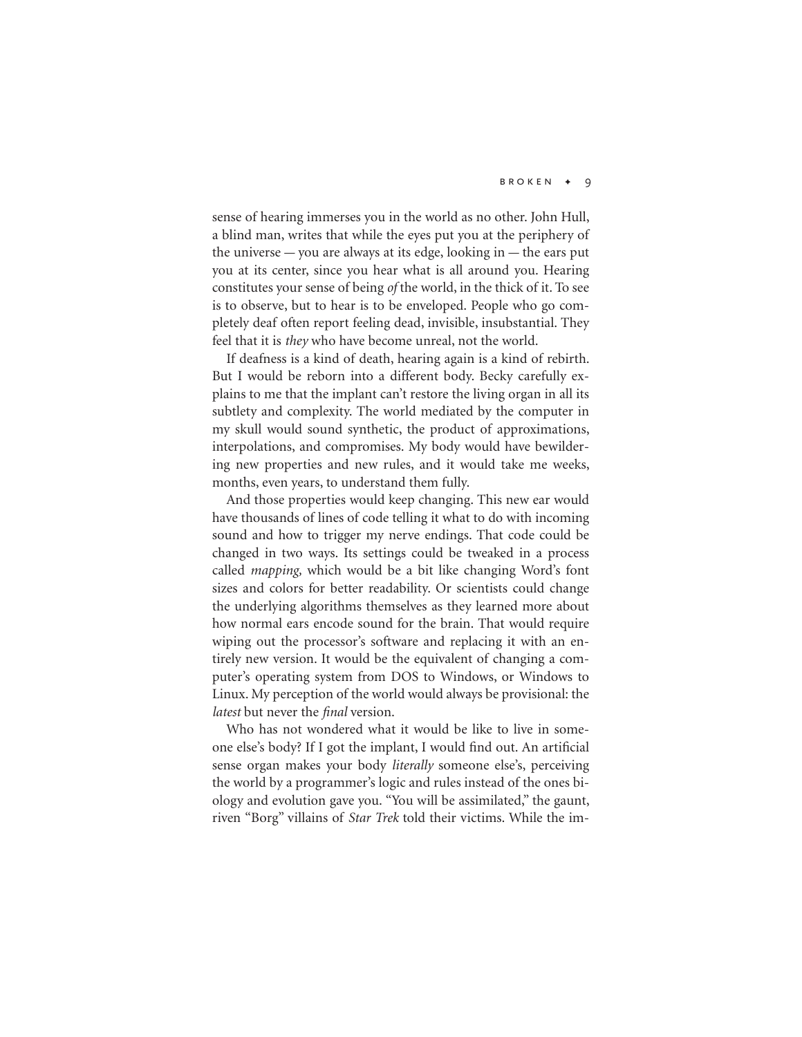sense of hearing immerses you in the world as no other. John Hull, a blind man, writes that while the eyes put you at the periphery of the universe — you are always at its edge, looking in — the ears put you at its center, since you hear what is all around you. Hearing constitutes your sense of being *of* the world, in the thick of it. To see is to observe, but to hear is to be enveloped. People who go completely deaf often report feeling dead, invisible, insubstantial. They feel that it is *they* who have become unreal, not the world.

If deafness is a kind of death, hearing again is a kind of rebirth. But I would be reborn into a different body. Becky carefully explains to me that the implant can't restore the living organ in all its subtlety and complexity. The world mediated by the computer in my skull would sound synthetic, the product of approximations, interpolations, and compromises. My body would have bewildering new properties and new rules, and it would take me weeks, months, even years, to understand them fully.

And those properties would keep changing. This new ear would have thousands of lines of code telling it what to do with incoming sound and how to trigger my nerve endings. That code could be changed in two ways. Its settings could be tweaked in a process called *mapping,* which would be a bit like changing Word's font sizes and colors for better readability. Or scientists could change the underlying algorithms themselves as they learned more about how normal ears encode sound for the brain. That would require wiping out the processor's software and replacing it with an entirely new version. It would be the equivalent of changing a computer's operating system from DOS to Windows, or Windows to Linux. My perception of the world would always be provisional: the *latest* but never the *final* version.

Who has not wondered what it would be like to live in someone else's body? If I got the implant, I would find out. An artificial sense organ makes your body *literally* someone else's, perceiving the world by a programmer's logic and rules instead of the ones biology and evolution gave you. "You will be assimilated," the gaunt, riven "Borg" villains of *Star Trek* told their victims. While the im-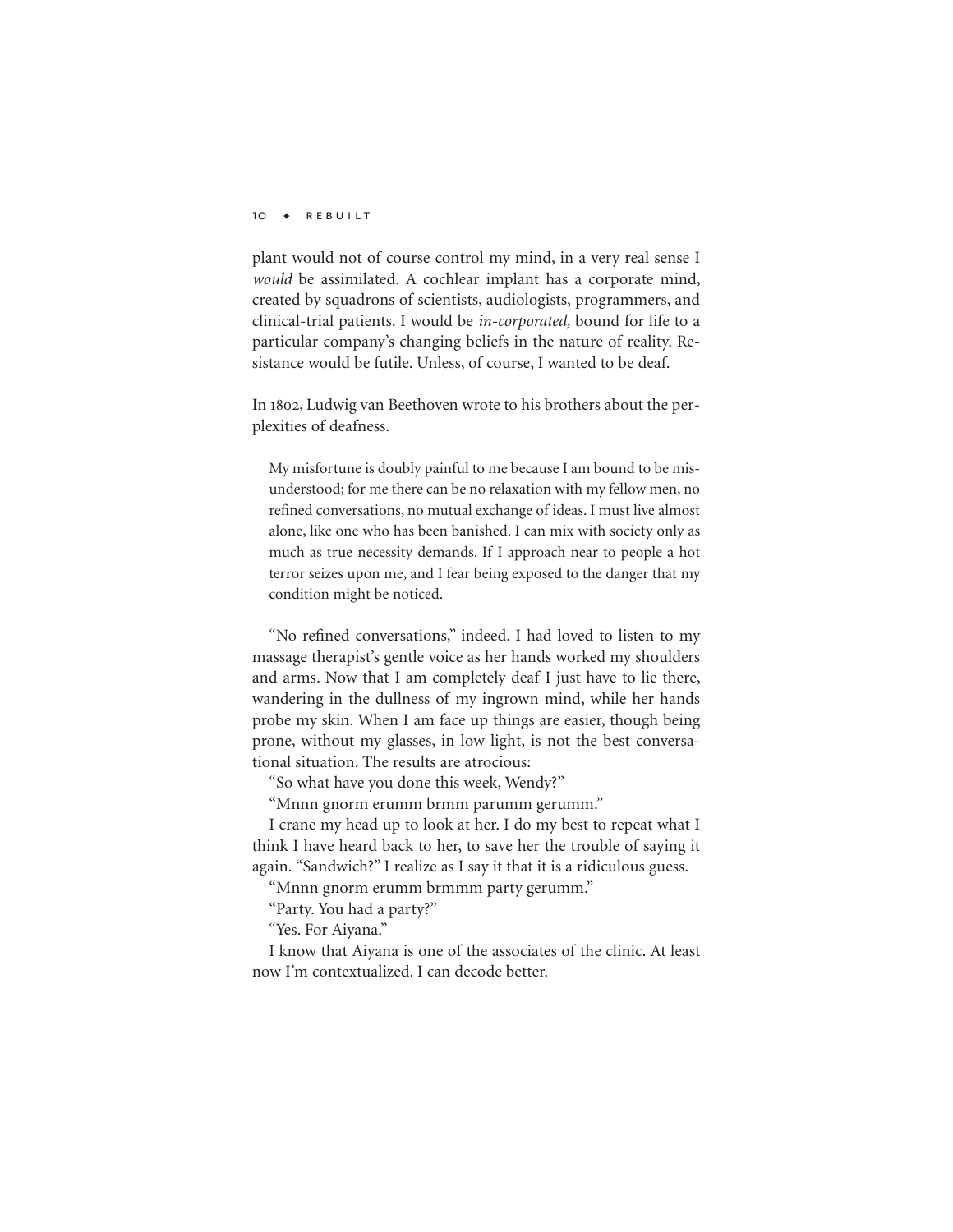plant would not of course control my mind, in a very real sense I *would* be assimilated. A cochlear implant has a corporate mind, created by squadrons of scientists, audiologists, programmers, and clinical-trial patients. I would be *in-corporated,* bound for life to a particular company's changing beliefs in the nature of reality. Resistance would be futile. Unless, of course, I wanted to be deaf.

In 1802, Ludwig van Beethoven wrote to his brothers about the perplexities of deafness.

> My misfortune is doubly painful to me because I am bound to be misunderstood; for me there can be no relaxation with my fellow men, no refined conversations, no mutual exchange of ideas. I must live almost alone, like one who has been banished. I can mix with society only as much as true necessity demands. If I approach near to people a hot terror seizes upon me, and I fear being exposed to the danger that my condition might be noticed.

"No refined conversations," indeed. I had loved to listen to my massage therapist's gentle voice as her hands worked my shoulders and arms. Now that I am completely deaf I just have to lie there, wandering in the dullness of my ingrown mind, while her hands probe my skin. When I am face up things are easier, though being prone, without my glasses, in low light, is not the best conversational situation. The results are atrocious:

"So what have you done this week, Wendy?"

"Mnnn gnorm erumm brmm parumm gerumm."

I crane my head up to look at her. I do my best to repeat what I think I have heard back to her, to save her the trouble of saying it again. "Sandwich?" I realize as I say it that it is a ridiculous guess.

"Mnnn gnorm erumm brmmm party gerumm."

"Party. You had a party?"

"Yes. For Aiyana."

I know that Aiyana is one of the associates of the clinic. At least now I'm contextualized. I can decode better.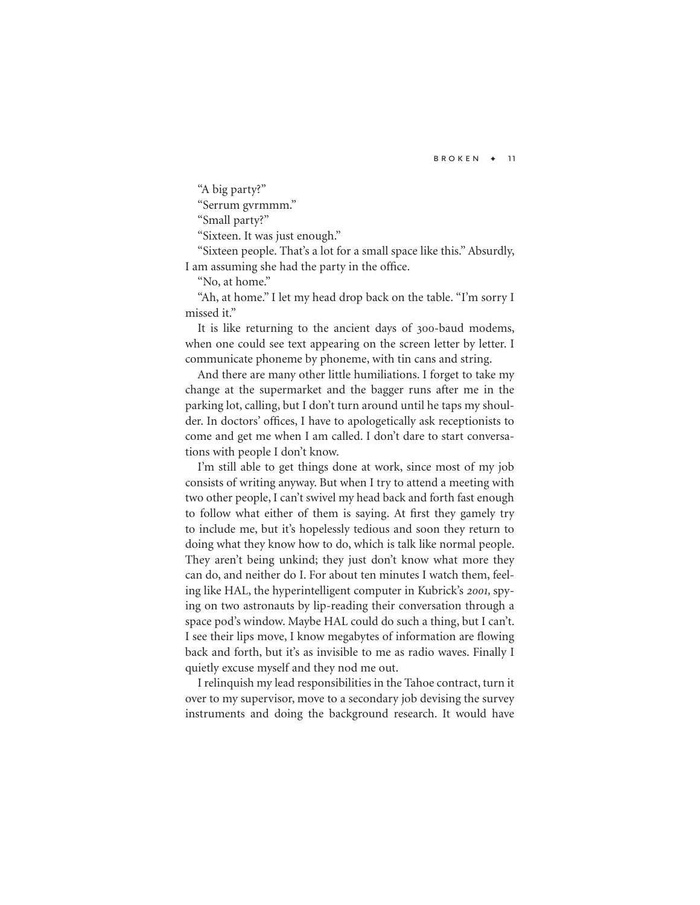"A big party?"

"Serrum gvrmmm."

"Small party?"

"Sixteen. It was just enough."

"Sixteen people. That's a lot for a small space like this." Absurdly, I am assuming she had the party in the office.

"No, at home."

"Ah, at home." I let my head drop back on the table. "I'm sorry I missed it."

It is like returning to the ancient days of 300-baud modems, when one could see text appearing on the screen letter by letter. I communicate phoneme by phoneme, with tin cans and string.

And there are many other little humiliations. I forget to take my change at the supermarket and the bagger runs after me in the parking lot, calling, but I don't turn around until he taps my shoulder. In doctors' offices, I have to apologetically ask receptionists to come and get me when I am called. I don't dare to start conversations with people I don't know.

I'm still able to get things done at work, since most of my job consists of writing anyway. But when I try to attend a meeting with two other people, I can't swivel my head back and forth fast enough to follow what either of them is saying. At first they gamely try to include me, but it's hopelessly tedious and soon they return to doing what they know how to do, which is talk like normal people. They aren't being unkind; they just don't know what more they can do, and neither do I. For about ten minutes I watch them, feeling like HAL, the hyperintelligent computer in Kubrick's *2001,* spying on two astronauts by lip-reading their conversation through a space pod's window. Maybe HAL could do such a thing, but I can't. I see their lips move, I know megabytes of information are flowing back and forth, but it's as invisible to me as radio waves. Finally I quietly excuse myself and they nod me out.

I relinquish my lead responsibilities in the Tahoe contract, turn it over to my supervisor, move to a secondary job devising the survey instruments and doing the background research. It would have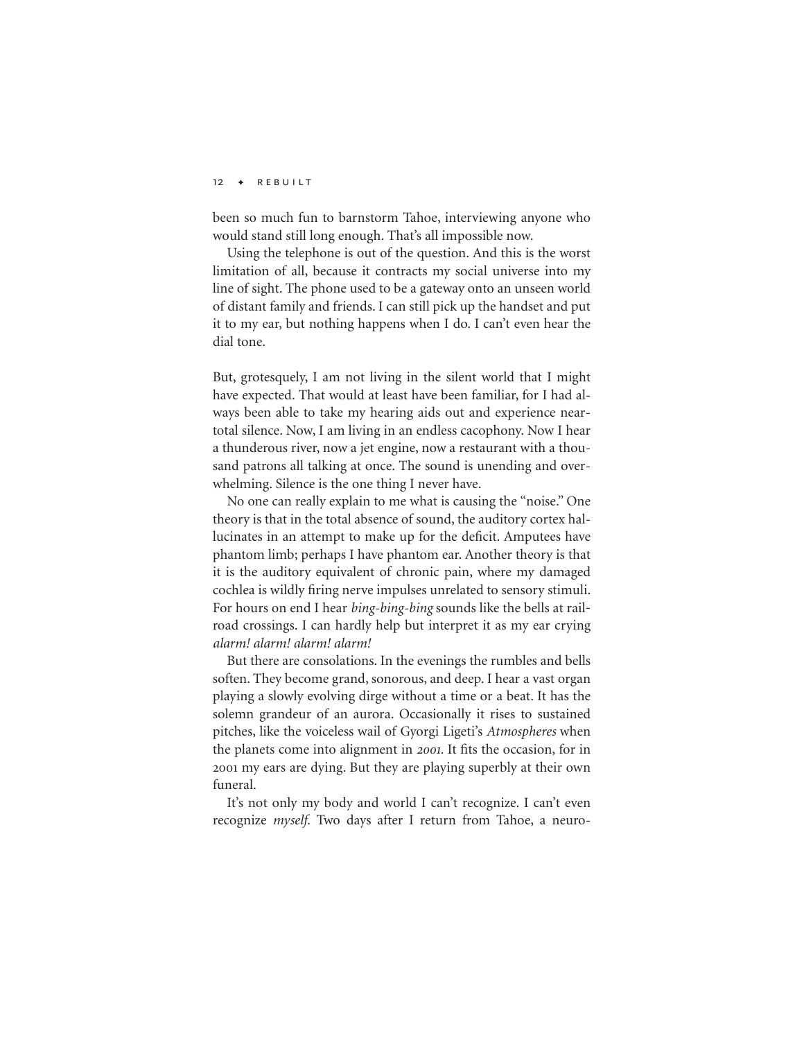been so much fun to barnstorm Tahoe, interviewing anyone who would stand still long enough. That's all impossible now.

Using the telephone is out of the question. And this is the worst limitation of all, because it contracts my social universe into my line of sight. The phone used to be a gateway onto an unseen world of distant family and friends. I can still pick up the handset and put it to my ear, but nothing happens when I do. I can't even hear the dial tone.

But, grotesquely, I am not living in the silent world that I might have expected. That would at least have been familiar, for I had always been able to take my hearing aids out and experience near-total silence. Now, I am living in an endless cacophony. Now I hear a thunderous river, now a jet engine, now a restaurant with a thousand patrons all talking at once. The sound is unending and overwhelming. Silence is the one thing I never have.

No one can really explain to me what is causing the "noise." One theory is that in the total absence of sound, the auditory cortex hallucinates in an attempt to make up for the deficit. Amputees have phantom limb; perhaps I have phantom ear. Another theory is that it is the auditory equivalent of chronic pain, where my damaged cochlea is wildly firing nerve impulses unrelated to sensory stimuli. For hours on end I hear *bing-bing-bing* sounds like the bells at railroad crossings. I can hardly help but interpret it as my ear crying *alarm! alarm! alarm! alarm!*

But there are consolations. In the evenings the rumbles and bells soften. They become grand, sonorous, and deep. I hear a vast organ playing a slowly evolving dirge without a time or a beat. It has the solemn grandeur of an aurora. Occasionally it rises to sustained pitches, like the voiceless wail of Gyorgi Ligeti's *Atmospheres* when the planets come into alignment in *2001.* It fits the occasion, for in 2001 my ears are dying. But they are playing superbly at their own funeral.

It's not only my body and world I can't recognize. I can't even recognize *myself.* Two days after I return from Tahoe, a neuro-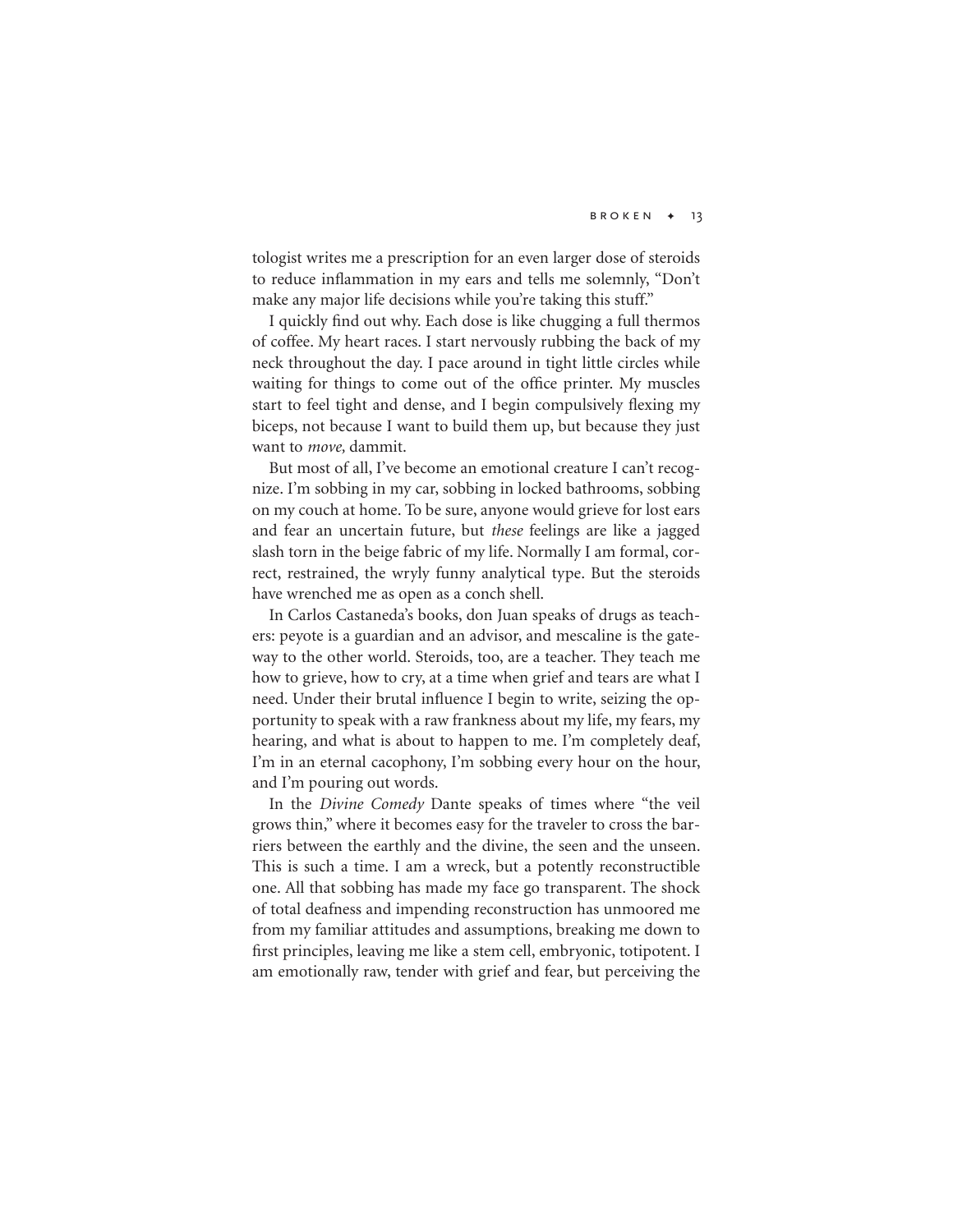tologist writes me a prescription for an even larger dose of steroids to reduce inflammation in my ears and tells me solemnly, "Don't make any major life decisions while you're taking this stuff."

I quickly find out why. Each dose is like chugging a full thermos of coffee. My heart races. I start nervously rubbing the back of my neck throughout the day. I pace around in tight little circles while waiting for things to come out of the office printer. My muscles start to feel tight and dense, and I begin compulsively flexing my biceps, not because I want to build them up, but because they just want to *move,* dammit.

But most of all, I've become an emotional creature I can't recognize. I'm sobbing in my car, sobbing in locked bathrooms, sobbing on my couch at home. To be sure, anyone would grieve for lost ears and fear an uncertain future, but *these* feelings are like a jagged slash torn in the beige fabric of my life. Normally I am formal, correct, restrained, the wryly funny analytical type. But the steroids have wrenched me as open as a conch shell.

In Carlos Castaneda's books, don Juan speaks of drugs as teachers: peyote is a guardian and an advisor, and mescaline is the gateway to the other world. Steroids, too, are a teacher. They teach me how to grieve, how to cry, at a time when grief and tears are what I need. Under their brutal influence I begin to write, seizing the opportunity to speak with a raw frankness about my life, my fears, my hearing, and what is about to happen to me. I'm completely deaf, I'm in an eternal cacophony, I'm sobbing every hour on the hour, and I'm pouring out words.

In the *Divine Comedy* Dante speaks of times where "the veil grows thin," where it becomes easy for the traveler to cross the barriers between the earthly and the divine, the seen and the unseen. This is such a time. I am a wreck, but a potently reconstructible one. All that sobbing has made my face go transparent. The shock of total deafness and impending reconstruction has unmoored me from my familiar attitudes and assumptions, breaking me down to first principles, leaving me like a stem cell, embryonic, totipotent. I am emotionally raw, tender with grief and fear, but perceiving the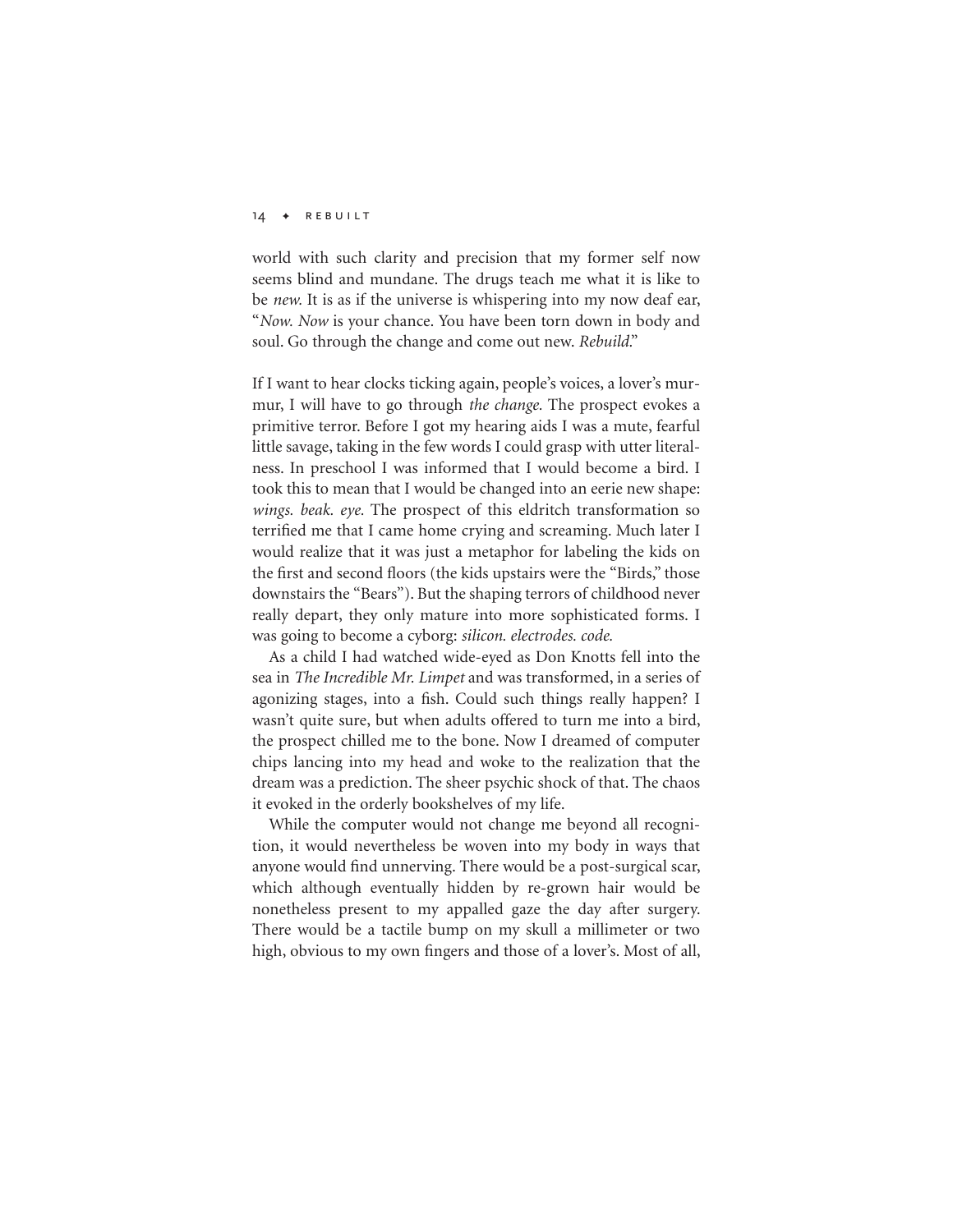world with such clarity and precision that my former self now seems blind and mundane. The drugs teach me what it is like to be *new.* It is as if the universe is whispering into my now deaf ear, "*Now. Now* is your chance. You have been torn down in body and soul. Go through the change and come out new. *Rebuild.*"

If I want to hear clocks ticking again, people's voices, a lover's murmur, I will have to go through *the change.* The prospect evokes a primitive terror. Before I got my hearing aids I was a mute, fearful little savage, taking in the few words I could grasp with utter literalness. In preschool I was informed that I would become a bird. I took this to mean that I would be changed into an eerie new shape: *wings. beak. eye.* The prospect of this eldritch transformation so terrified me that I came home crying and screaming. Much later I would realize that it was just a metaphor for labeling the kids on the first and second floors (the kids upstairs were the "Birds," those downstairs the "Bears"). But the shaping terrors of childhood never really depart, they only mature into more sophisticated forms. I was going to become a cyborg: *silicon. electrodes. code.*

As a child I had watched wide-eyed as Don Knotts fell into the sea in *The Incredible Mr. Limpet* and was transformed, in a series of agonizing stages, into a fish. Could such things really happen? I wasn't quite sure, but when adults offered to turn me into a bird, the prospect chilled me to the bone. Now I dreamed of computer chips lancing into my head and woke to the realization that the dream was a prediction. The sheer psychic shock of that. The chaos it evoked in the orderly bookshelves of my life.

While the computer would not change me beyond all recognition, it would nevertheless be woven into my body in ways that anyone would find unnerving. There would be a post-surgical scar, which although eventually hidden by re-grown hair would be nonetheless present to my appalled gaze the day after surgery. There would be a tactile bump on my skull a millimeter or two high, obvious to my own fingers and those of a lover's. Most of all,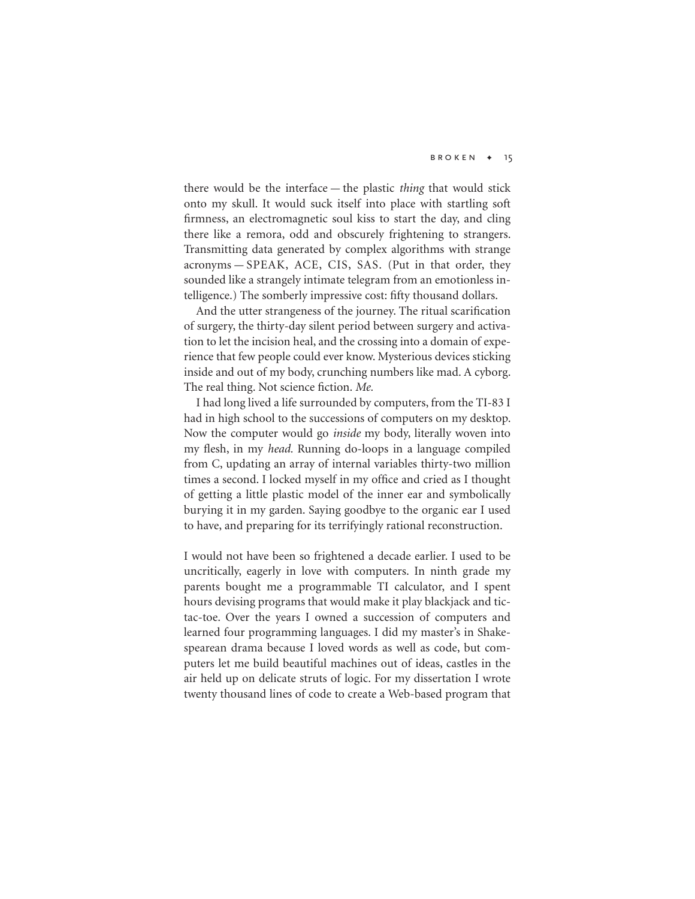there would be the interface — the plastic *thing* that would stick onto my skull. It would suck itself into place with startling soft firmness, an electromagnetic soul kiss to start the day, and cling there like a remora, odd and obscurely frightening to strangers. Transmitting data generated by complex algorithms with strange acronyms — SPEAK, ACE, CIS, SAS. (Put in that order, they sounded like a strangely intimate telegram from an emotionless intelligence.) The somberly impressive cost: fifty thousand dollars.

And the utter strangeness of the journey. The ritual scarification of surgery, the thirty-day silent period between surgery and activation to let the incision heal, and the crossing into a domain of experience that few people could ever know. Mysterious devices sticking inside and out of my body, crunching numbers like mad. A cyborg. The real thing. Not science fiction. *Me.*

I had long lived a life surrounded by computers, from the TI-83 I had in high school to the successions of computers on my desktop. Now the computer would go *inside* my body, literally woven into my flesh, in my *head.* Running do-loops in a language compiled from C, updating an array of internal variables thirty-two million times a second. I locked myself in my office and cried as I thought of getting a little plastic model of the inner ear and symbolically burying it in my garden. Saying goodbye to the organic ear I used to have, and preparing for its terrifyingly rational reconstruction.

I would not have been so frightened a decade earlier. I used to be uncritically, eagerly in love with computers. In ninth grade my parents bought me a programmable TI calculator, and I spent hours devising programs that would make it play blackjack and tic-tac-toe. Over the years I owned a succession of computers and learned four programming languages. I did my master's in Shakespearean drama because I loved words as well as code, but computers let me build beautiful machines out of ideas, castles in the air held up on delicate struts of logic. For my dissertation I wrote twenty thousand lines of code to create a Web-based program that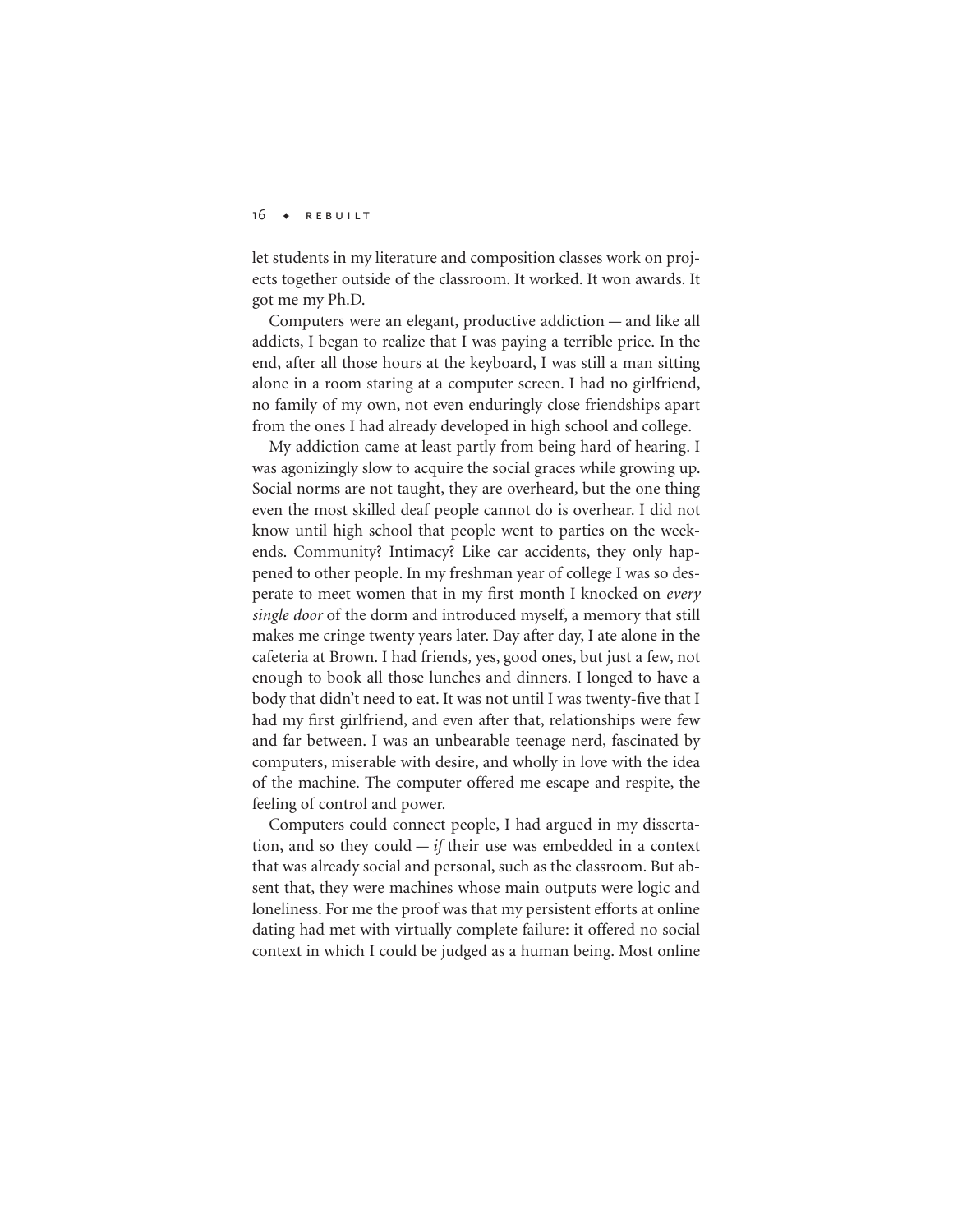let students in my literature and composition classes work on projects together outside of the classroom. It worked. It won awards. It got me my Ph.D.

Computers were an elegant, productive addiction — and like all addicts, I began to realize that I was paying a terrible price. In the end, after all those hours at the keyboard, I was still a man sitting alone in a room staring at a computer screen. I had no girlfriend, no family of my own, not even enduringly close friendships apart from the ones I had already developed in high school and college.

My addiction came at least partly from being hard of hearing. I was agonizingly slow to acquire the social graces while growing up. Social norms are not taught, they are overheard, but the one thing even the most skilled deaf people cannot do is overhear. I did not know until high school that people went to parties on the weekends. Community? Intimacy? Like car accidents, they only happened to other people. In my freshman year of college I was so desperate to meet women that in my first month I knocked on *every single door* of the dorm and introduced myself, a memory that still makes me cringe twenty years later. Day after day, I ate alone in the cafeteria at Brown. I had friends, yes, good ones, but just a few, not enough to book all those lunches and dinners. I longed to have a body that didn't need to eat. It was not until I was twenty-five that I had my first girlfriend, and even after that, relationships were few and far between. I was an unbearable teenage nerd, fascinated by computers, miserable with desire, and wholly in love with the idea of the machine. The computer offered me escape and respite, the feeling of control and power.

Computers could connect people, I had argued in my dissertation, and so they could — *if* their use was embedded in a context that was already social and personal, such as the classroom. But absent that, they were machines whose main outputs were logic and loneliness. For me the proof was that my persistent efforts at online dating had met with virtually complete failure: it offered no social context in which I could be judged as a human being. Most online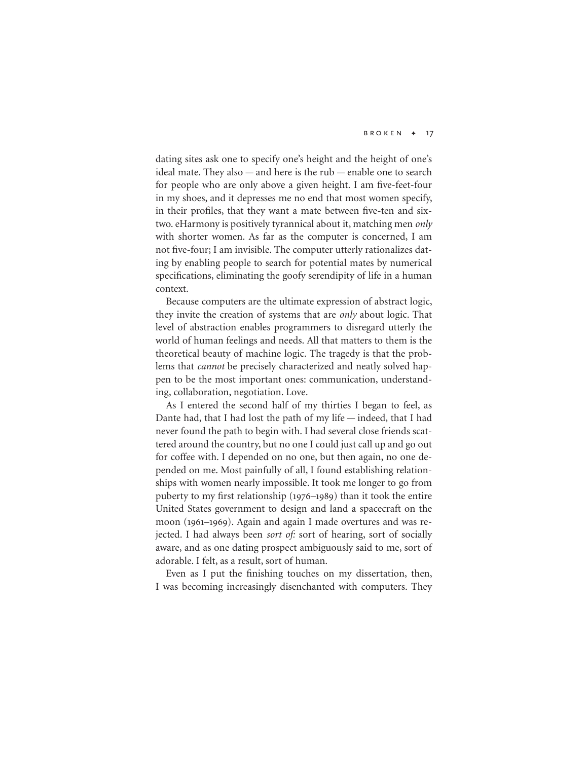dating sites ask one to specify one's height and the height of one's ideal mate. They also — and here is the rub — enable one to search for people who are only above a given height. I am five-feet-four in my shoes, and it depresses me no end that most women specify, in their profiles, that they want a mate between five-ten and six-two. eHarmony is positively tyrannical about it, matching men *only* with shorter women. As far as the computer is concerned, I am not five-four; I am invisible. The computer utterly rationalizes dating by enabling people to search for potential mates by numerical specifications, eliminating the goofy serendipity of life in a human context.

Because computers are the ultimate expression of abstract logic, they invite the creation of systems that are *only* about logic. That level of abstraction enables programmers to disregard utterly the world of human feelings and needs. All that matters to them is the theoretical beauty of machine logic. The tragedy is that the problems that *cannot* be precisely characterized and neatly solved happen to be the most important ones: communication, understanding, collaboration, negotiation. Love.

As I entered the second half of my thirties I began to feel, as Dante had, that I had lost the path of my life — indeed, that I had never found the path to begin with. I had several close friends scattered around the country, but no one I could just call up and go out for coffee with. I depended on no one, but then again, no one depended on me. Most painfully of all, I found establishing relationships with women nearly impossible. It took me longer to go from puberty to my first relationship (1976–1989) than it took the entire United States government to design and land a spacecraft on the moon (1961–1969). Again and again I made overtures and was rejected. I had always been *sort of:* sort of hearing, sort of socially aware, and as one dating prospect ambiguously said to me, sort of adorable. I felt, as a result, sort of human.

Even as I put the finishing touches on my dissertation, then, I was becoming increasingly disenchanted with computers. They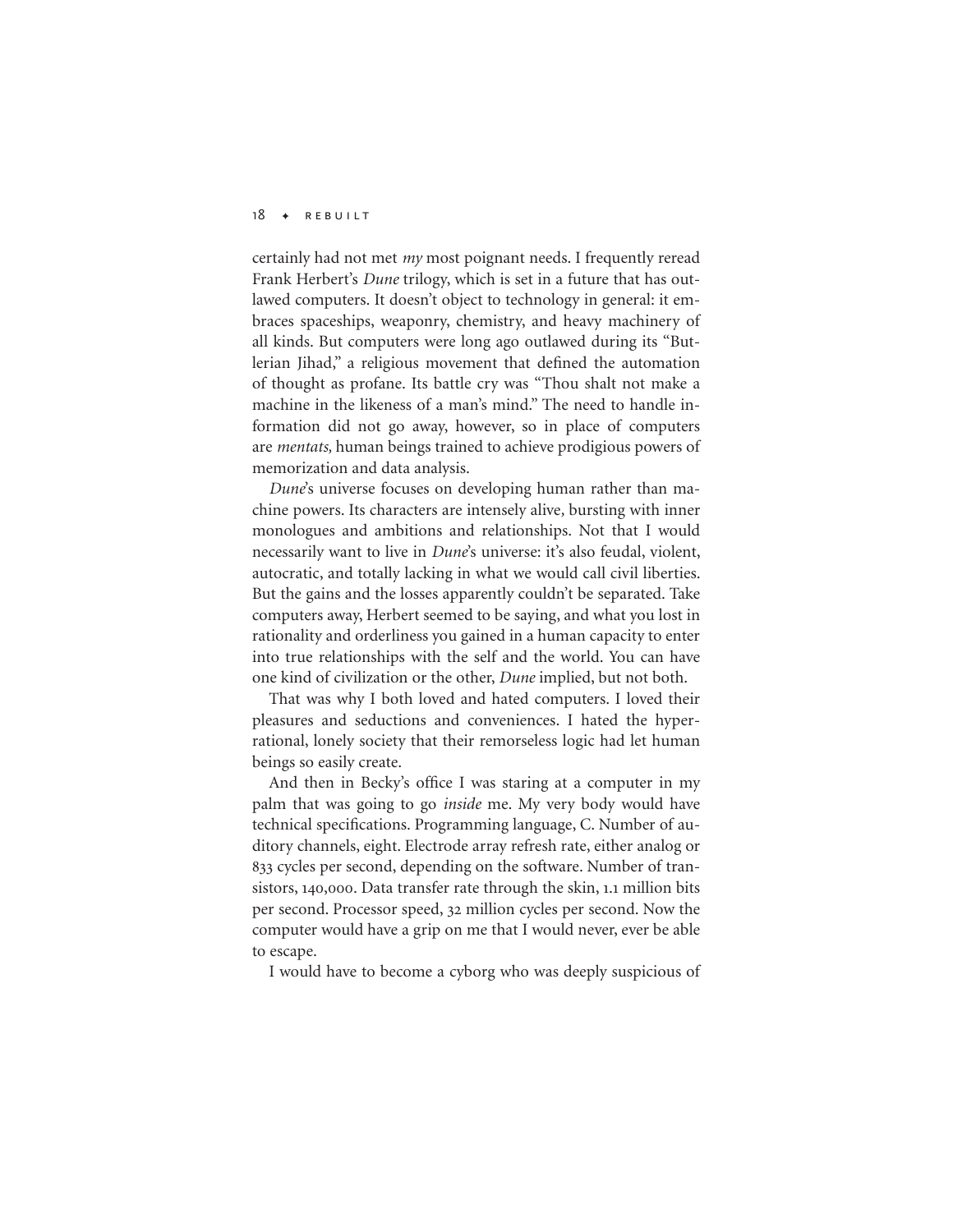certainly had not met *my* most poignant needs. I frequently reread Frank Herbert's *Dune* trilogy, which is set in a future that has outlawed computers. It doesn't object to technology in general: it embraces spaceships, weaponry, chemistry, and heavy machinery of all kinds. But computers were long ago outlawed during its "Butlerian Jihad," a religious movement that defined the automation of thought as profane. Its battle cry was "Thou shalt not make a machine in the likeness of a man's mind." The need to handle information did not go away, however, so in place of computers are *mentats,* human beings trained to achieve prodigious powers of memorization and data analysis.

*Dune*'s universe focuses on developing human rather than machine powers. Its characters are intensely alive, bursting with inner monologues and ambitions and relationships. Not that I would necessarily want to live in *Dune*'s universe: it's also feudal, violent, autocratic, and totally lacking in what we would call civil liberties. But the gains and the losses apparently couldn't be separated. Take computers away, Herbert seemed to be saying, and what you lost in rationality and orderliness you gained in a human capacity to enter into true relationships with the self and the world. You can have one kind of civilization or the other, *Dune* implied, but not both.

That was why I both loved and hated computers. I loved their pleasures and seductions and conveniences. I hated the hyperrational, lonely society that their remorseless logic had let human beings so easily create.

And then in Becky's office I was staring at a computer in my palm that was going to go *inside* me. My very body would have technical specifications. Programming language, C. Number of auditory channels, eight. Electrode array refresh rate, either analog or 833 cycles per second, depending on the software. Number of transistors, 140,000. Data transfer rate through the skin, 1.1 million bits per second. Processor speed, 32 million cycles per second. Now the computer would have a grip on me that I would never, ever be able to escape.

I would have to become a cyborg who was deeply suspicious of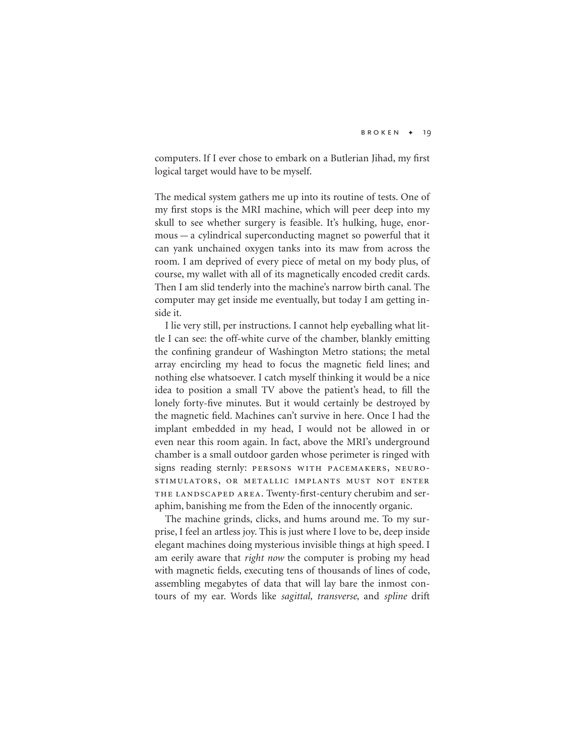computers. If I ever chose to embark on a Butlerian Jihad, my first logical target would have to be myself.

The medical system gathers me up into its routine of tests. One of my first stops is the MRI machine, which will peer deep into my skull to see whether surgery is feasible. It's hulking, huge, enormous — a cylindrical superconducting magnet so powerful that it can yank unchained oxygen tanks into its maw from across the room. I am deprived of every piece of metal on my body plus, of course, my wallet with all of its magnetically encoded credit cards. Then I am slid tenderly into the machine's narrow birth canal. The computer may get inside me eventually, but today I am getting inside it.

I lie very still, per instructions. I cannot help eyeballing what little I can see: the off-white curve of the chamber, blankly emitting the confining grandeur of Washington Metro stations; the metal array encircling my head to focus the magnetic field lines; and nothing else whatsoever. I catch myself thinking it would be a nice idea to position a small TV above the patient's head, to fill the lonely forty-five minutes. But it would certainly be destroyed by the magnetic field. Machines can't survive in here. Once I had the implant embedded in my head, I would not be allowed in or even near this room again. In fact, above the MRI's underground chamber is a small outdoor garden whose perimeter is ringed with signs reading sternly: PERSONS WITH PACEMAKERS, NEUROSTIMULATORS, OR METALLIC IMPLANTS MUST NOT ENTER THE LANDSCAPED AREA. Twenty-first-century cherubim and seraphim, banishing me from the Eden of the innocently organic.

The machine grinds, clicks, and hums around me. To my surprise, I feel an artless joy. This is just where I love to be, deep inside elegant machines doing mysterious invisible things at high speed. I am eerily aware that *right now* the computer is probing my head with magnetic fields, executing tens of thousands of lines of code, assembling megabytes of data that will lay bare the inmost contours of my ear. Words like *sagittal, transverse,* and *spline* drift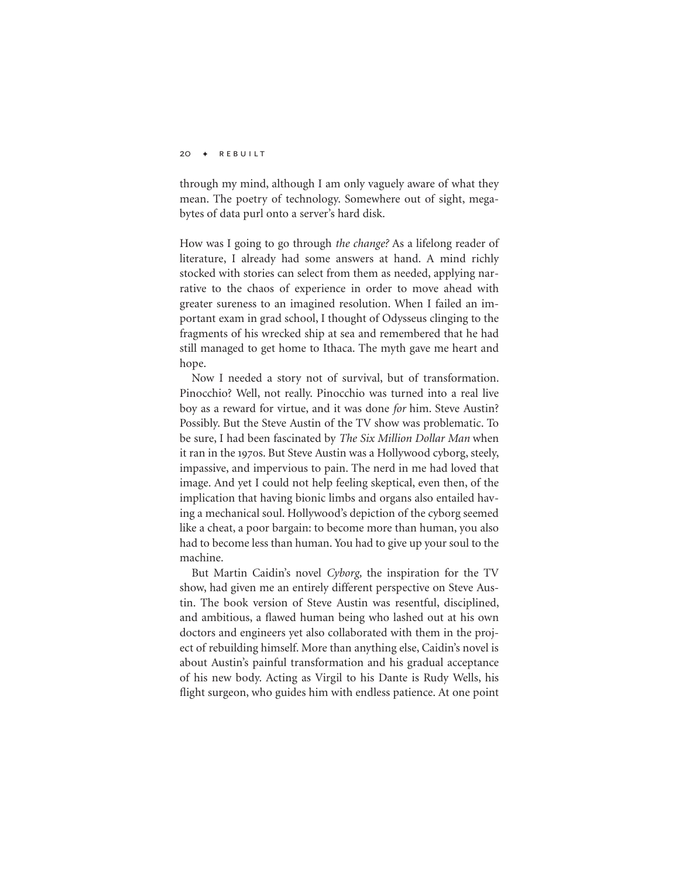through my mind, although I am only vaguely aware of what they mean. The poetry of technology. Somewhere out of sight, megabytes of data purl onto a server's hard disk.

How was I going to go through *the change?* As a lifelong reader of literature, I already had some answers at hand. A mind richly stocked with stories can select from them as needed, applying narrative to the chaos of experience in order to move ahead with greater sureness to an imagined resolution. When I failed an important exam in grad school, I thought of Odysseus clinging to the fragments of his wrecked ship at sea and remembered that he had still managed to get home to Ithaca. The myth gave me heart and hope.

Now I needed a story not of survival, but of transformation. Pinocchio? Well, not really. Pinocchio was turned into a real live boy as a reward for virtue, and it was done *for* him. Steve Austin? Possibly. But the Steve Austin of the TV show was problematic. To be sure, I had been fascinated by *The Six Million Dollar Man* when it ran in the 1970s. But Steve Austin was a Hollywood cyborg, steely, impassive, and impervious to pain. The nerd in me had loved that image. And yet I could not help feeling skeptical, even then, of the implication that having bionic limbs and organs also entailed having a mechanical soul. Hollywood's depiction of the cyborg seemed like a cheat, a poor bargain: to become more than human, you also had to become less than human. You had to give up your soul to the machine.

But Martin Caidin's novel *Cyborg,* the inspiration for the TV show, had given me an entirely different perspective on Steve Austin. The book version of Steve Austin was resentful, disciplined, and ambitious, a flawed human being who lashed out at his own doctors and engineers yet also collaborated with them in the project of rebuilding himself. More than anything else, Caidin's novel is about Austin's painful transformation and his gradual acceptance of his new body. Acting as Virgil to his Dante is Rudy Wells, his flight surgeon, who guides him with endless patience. At one point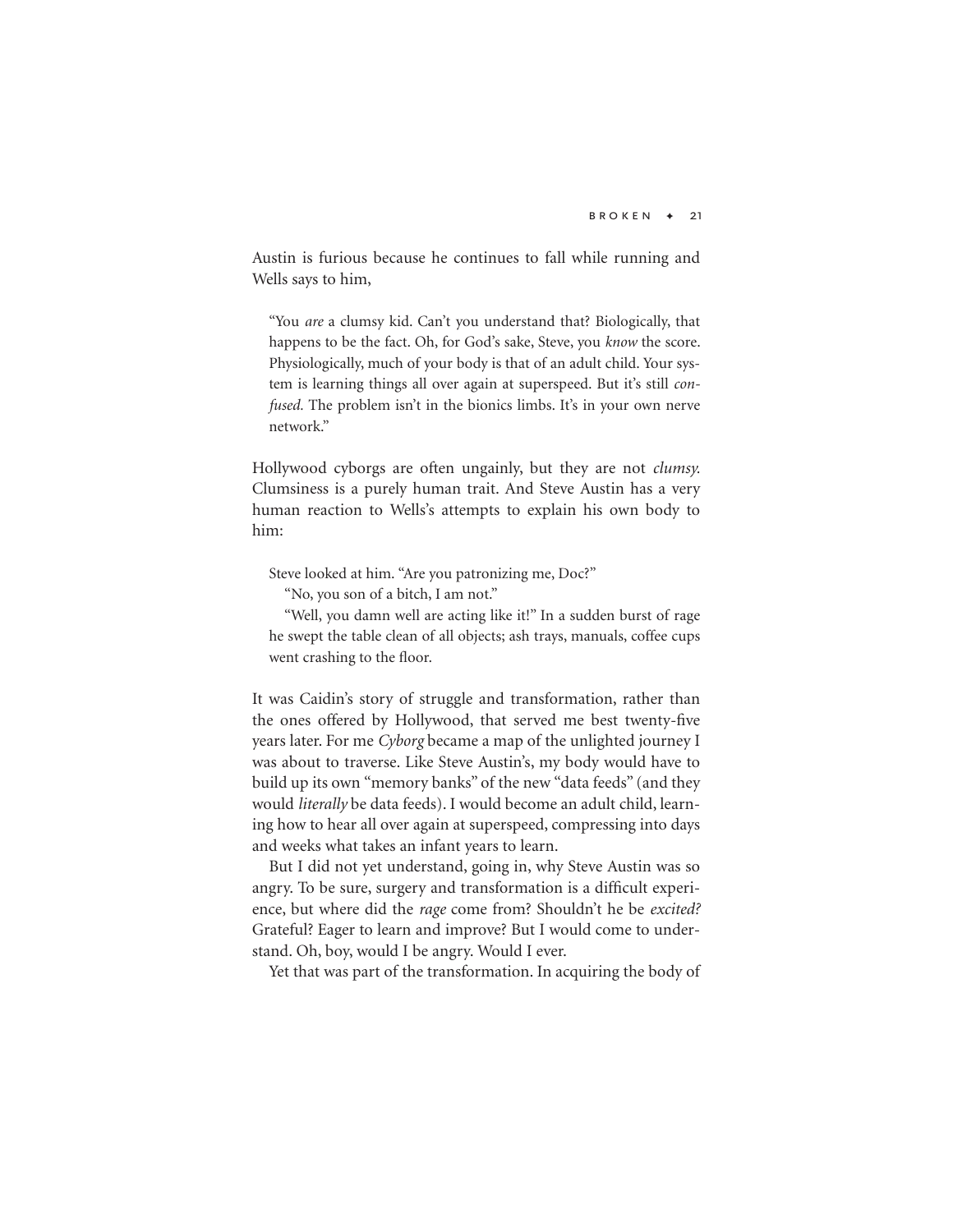Austin is furious because he continues to fall while running and Wells says to him,

> "You *are* a clumsy kid. Can't you understand that? Biologically, that happens to be the fact. Oh, for God's sake, Steve, you *know* the score. Physiologically, much of your body is that of an adult child. Your system is learning things all over again at superspeed. But it's still *confused*. The problem isn't in the bionics limbs. It's in your own nerve network."

Hollywood cyborgs are often ungainly, but they are not *clumsy*. Clumsiness is a purely human trait. And Steve Austin has a very human reaction to Wells's attempts to explain his own body to him:

> Steve looked at him. "Are you patronizing me, Doc?"
>
> "No, you son of a bitch, I am not."
>
> "Well, you damn well are acting like it!" In a sudden burst of rage he swept the table clean of all objects; ash trays, manuals, coffee cups went crashing to the floor.

It was Caidin's story of struggle and transformation, rather than the ones offered by Hollywood, that served me best twenty-five years later. For me *Cyborg* became a map of the unlighted journey I was about to traverse. Like Steve Austin's, my body would have to build up its own "memory banks" of the new "data feeds" (and they would *literally* be data feeds). I would become an adult child, learning how to hear all over again at superspeed, compressing into days and weeks what takes an infant years to learn.

But I did not yet understand, going in, why Steve Austin was so angry. To be sure, surgery and transformation is a difficult experience, but where did the *rage* come from? Shouldn't he be *excited?* Grateful? Eager to learn and improve? But I would come to understand. Oh, boy, would I be angry. Would I ever.

Yet that was part of the transformation. In acquiring the body of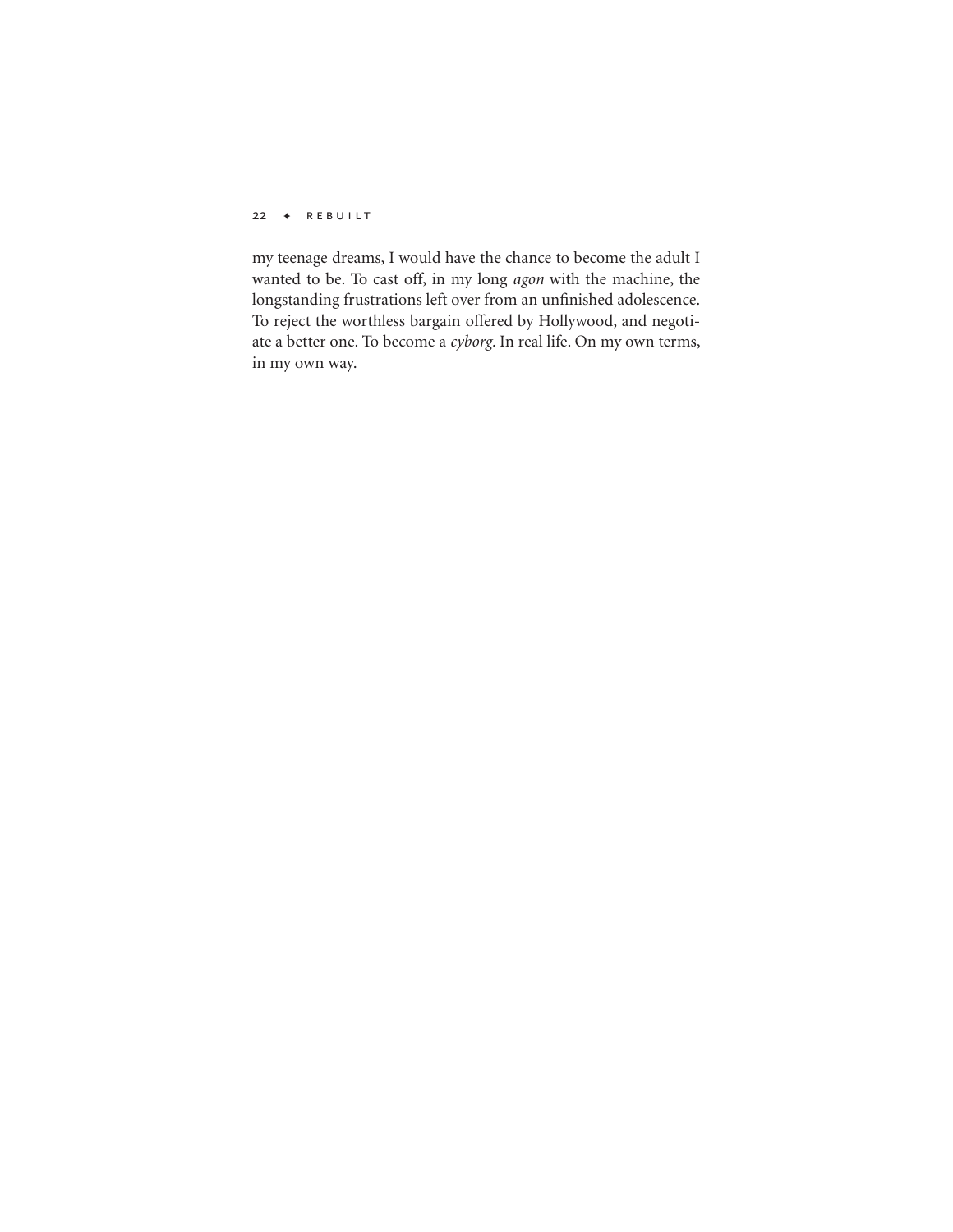my teenage dreams, I would have the chance to become the adult I wanted to be. To cast off, in my long *agon* with the machine, the longstanding frustrations left over from an unfinished adolescence. To reject the worthless bargain offered by Hollywood, and negotiate a better one. To become a *cyborg*. In real life. On my own terms, in my own way.